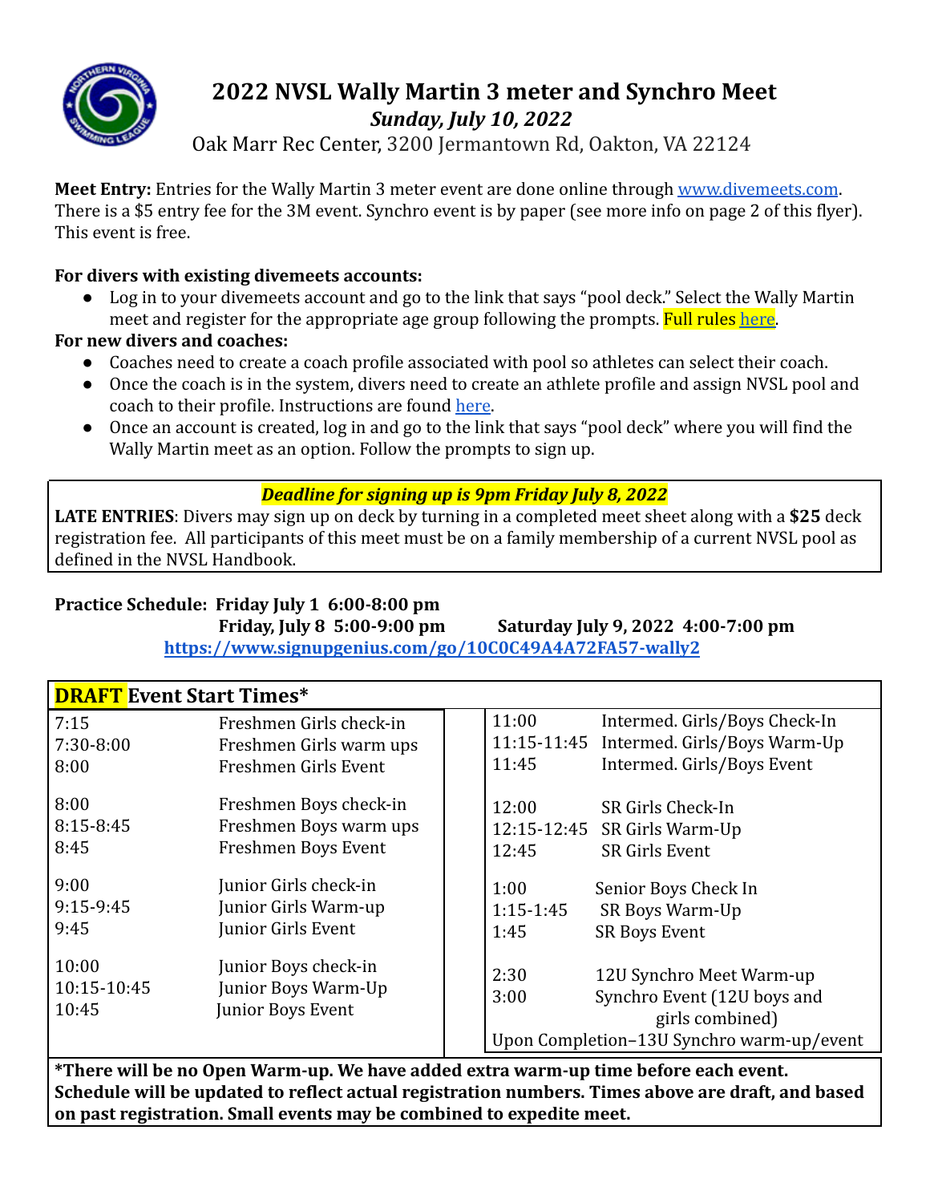# 2022 NVSL Wally Martin 3 meter and Synchro Meet

***Sunday, July 10, 2022***

Oak Marr Rec Center, 3200 Jermantown Rd, Oakton, VA 22124

**Meet Entry:** Entries for the Wally Martin 3 meter event are done online through [www.divemeets.com](www.divemeets.com). There is a $5 entry fee for the 3M event. Synchro event is by paper (see more info on page 2 of this flyer). This event is free.

**For divers with existing divemeets accounts:**

- Log in to your divemeets account and go to the link that says "pool deck." Select the Wally Martin meet and register for the appropriate age group following the prompts. Full rules here.

**For new divers and coaches:**

- Coaches need to create a coach profile associated with pool so athletes can select their coach.
- Once the coach is in the system, divers need to create an athlete profile and assign NVSL pool and coach to their profile. Instructions are found here.
- Once an account is created, log in and go to the link that says "pool deck" where you will find the Wally Martin meet as an option. Follow the prompts to sign up.

***Deadline for signing up is 9pm Friday July 8, 2022***

**LATE ENTRIES**: Divers may sign up on deck by turning in a completed meet sheet along with a **$25** deck registration fee. All participants of this meet must be on a family membership of a current NVSL pool as defined in the NVSL Handbook.

**Practice Schedule: Friday July 1 6:00-8:00 pm**
**Friday, July 8 5:00-9:00 pm** **Saturday July 9, 2022 4:00-7:00 pm**
**https://www.signupgenius.com/go/10C0C49A4A72FA57-wally2**

## DRAFT Event Start Times*

| Time | Event |
|---|---|
| 7:15 | Freshmen Girls check-in |
| 7:30-8:00 | Freshmen Girls warm ups |
| 8:00 | Freshmen Girls Event |
| 8:00 | Freshmen Boys check-in |
| 8:15-8:45 | Freshmen Boys warm ups |
| 8:45 | Freshmen Boys Event |
| 9:00 | Junior Girls check-in |
| 9:15-9:45 | Junior Girls Warm-up |
| 9:45 | Junior Girls Event |
| 10:00 | Junior Boys check-in |
| 10:15-10:45 | Junior Boys Warm-Up |
| 10:45 | Junior Boys Event |
| 11:00 | Intermed. Girls/Boys Check-In |
| 11:15-11:45 | Intermed. Girls/Boys Warm-Up |
| 11:45 | Intermed. Girls/Boys Event |
| 12:00 | SR Girls Check-In |
| 12:15-12:45 | SR Girls Warm-Up |
| 12:45 | SR Girls Event |
| 1:00 | Senior Boys Check In |
| 1:15-1:45 | SR Boys Warm-Up |
| 1:45 | SR Boys Event |
| 2:30 | 12U Synchro Meet Warm-up |
| 3:00 | Synchro Event (12U boys and girls combined) |
| Upon Completion | 13U Synchro warm-up/event |

**\*There will be no Open Warm-up. We have added extra warm-up time before each event. Schedule will be updated to reflect actual registration numbers. Times above are draft, and based on past registration. Small events may be combined to expedite meet.**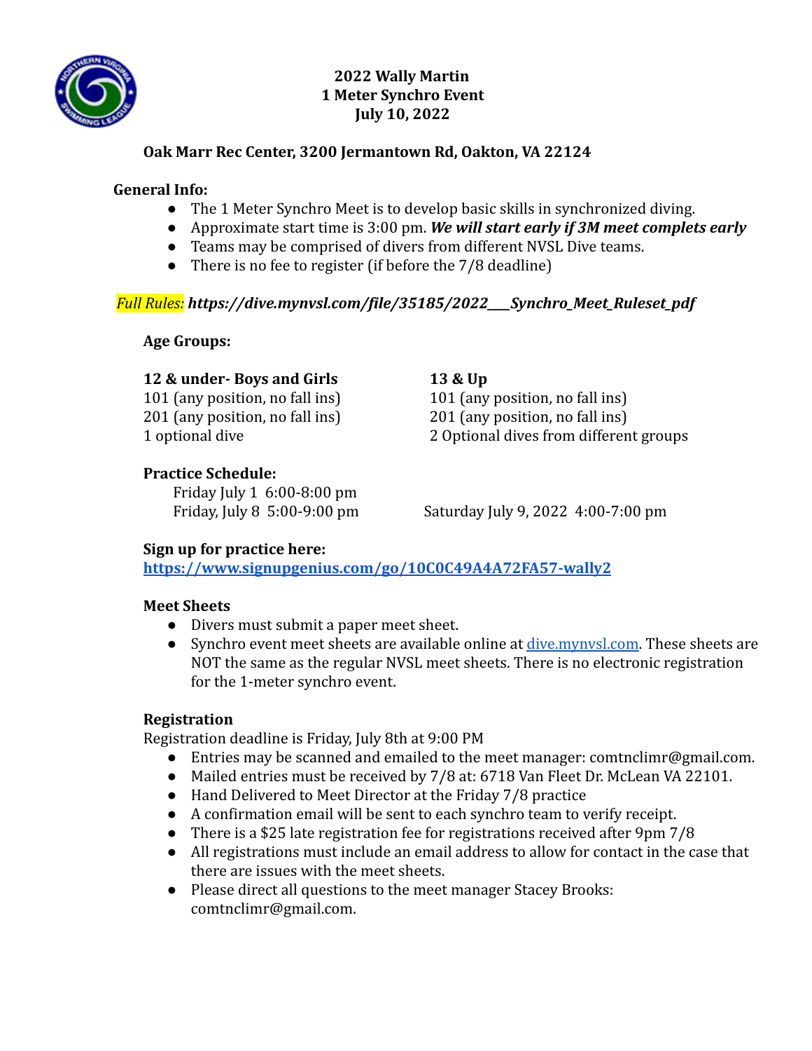# 2022 Wally Martin
# 1 Meter Synchro Event
# July 10, 2022

**Oak Marr Rec Center, 3200 Jermantown Rd, Oakton, VA 22124**

**General Info:**

- The 1 Meter Synchro Meet is to develop basic skills in synchronized diving.
- Approximate start time is 3:00 pm. ***We will start early if 3M meet completes early***
- Teams may be comprised of divers from different NVSL Dive teams.
- There is no fee to register (if before the 7/8 deadline)

*Full Rules:* ***https://dive.mynvsl.com/file/35185/2022___Synchro_Meet_Ruleset_pdf***

**Age Groups:**

**12 & under- Boys and Girls**
101 (any position, no fall ins)
201 (any position, no fall ins)
1 optional dive

**13 & Up**
101 (any position, no fall ins)
201 (any position, no fall ins)
2 Optional dives from different groups

**Practice Schedule:**
Friday July 1 6:00-8:00 pm
Friday, July 8 5:00-9:00 pm
Saturday July 9, 2022 4:00-7:00 pm

**Sign up for practice here:**
**https://www.signupgenius.com/go/10C0C49A4A72FA57-wally2**

**Meet Sheets**

- Divers must submit a paper meet sheet.
- Synchro event meet sheets are available online at dive.mynvsl.com. These sheets are NOT the same as the regular NVSL meet sheets. There is no electronic registration for the 1-meter synchro event.

**Registration**
Registration deadline is Friday, July 8th at 9:00 PM

- Entries may be scanned and emailed to the meet manager: comtnclimr@gmail.com.
- Mailed entries must be received by 7/8 at: 6718 Van Fleet Dr. McLean VA 22101.
- Hand Delivered to Meet Director at the Friday 7/8 practice
- A confirmation email will be sent to each synchro team to verify receipt.
- There is a $25 late registration fee for registrations received after 9pm 7/8
- All registrations must include an email address to allow for contact in the case that there are issues with the meet sheets.
- Please direct all questions to the meet manager Stacey Brooks: comtnclimr@gmail.com.